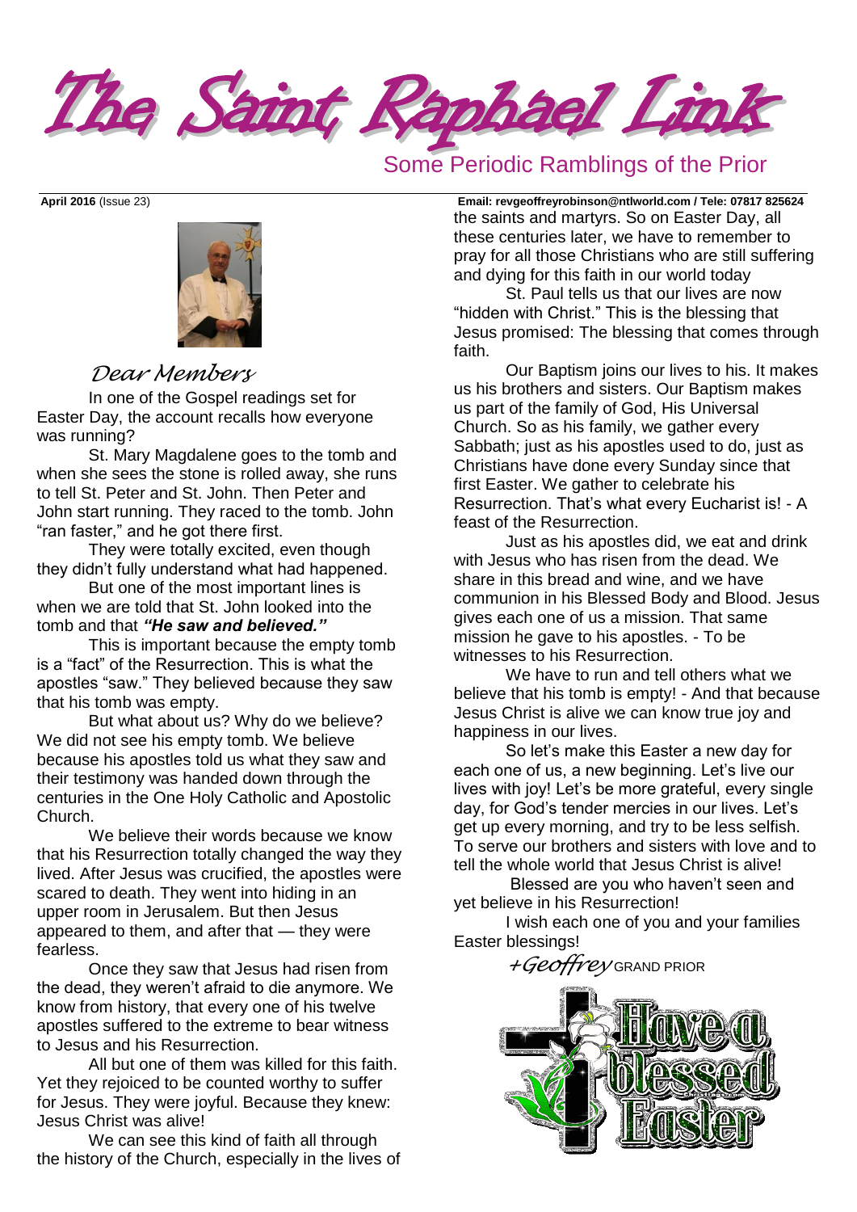# The Saint Raphael Link

## Some Periodic Ramblings of the Prior

**April 2016** (Issue 23) **Email: revgeoffreyrobinson@ntlworld.com / Tele: 07817 825624**

*Dear Members*

In one of the Gospel readings set for Easter Day, the account recalls how everyone was running?

St. Mary Magdalene goes to the tomb and when she sees the stone is rolled away, she runs to tell St. Peter and St. John. Then Peter and John start running. They raced to the tomb. John "ran faster," and he got there first.

They were totally excited, even though they didn't fully understand what had happened.

But one of the most important lines is when we are told that St. John looked into the tomb and that ***"He saw and believed."***

This is important because the empty tomb is a "fact" of the Resurrection. This is what the apostles "saw." They believed because they saw that his tomb was empty.

But what about us? Why do we believe? We did not see his empty tomb. We believe because his apostles told us what they saw and their testimony was handed down through the centuries in the One Holy Catholic and Apostolic Church.

We believe their words because we know that his Resurrection totally changed the way they lived. After Jesus was crucified, the apostles were scared to death. They went into hiding in an upper room in Jerusalem. But then Jesus appeared to them, and after that — they were fearless.

Once they saw that Jesus had risen from the dead, they weren't afraid to die anymore. We know from history, that every one of his twelve apostles suffered to the extreme to bear witness to Jesus and his Resurrection.

All but one of them was killed for this faith. Yet they rejoiced to be counted worthy to suffer for Jesus. They were joyful. Because they knew: Jesus Christ was alive!

We can see this kind of faith all through the history of the Church, especially in the lives of the saints and martyrs. So on Easter Day, all these centuries later, we have to remember to pray for all those Christians who are still suffering and dying for this faith in our world today

St. Paul tells us that our lives are now "hidden with Christ." This is the blessing that Jesus promised: The blessing that comes through faith.

Our Baptism joins our lives to his. It makes us his brothers and sisters. Our Baptism makes us part of the family of God, His Universal Church. So as his family, we gather every Sabbath; just as his apostles used to do, just as Christians have done every Sunday since that first Easter. We gather to celebrate his Resurrection. That's what every Eucharist is! - A feast of the Resurrection.

Just as his apostles did, we eat and drink with Jesus who has risen from the dead. We share in this bread and wine, and we have communion in his Blessed Body and Blood. Jesus gives each one of us a mission. That same mission he gave to his apostles. - To be witnesses to his Resurrection.

We have to run and tell others what we believe that his tomb is empty! - And that because Jesus Christ is alive we can know true joy and happiness in our lives.

So let's make this Easter a new day for each one of us, a new beginning. Let's live our lives with joy! Let's be more grateful, every single day, for God's tender mercies in our lives. Let's get up every morning, and try to be less selfish. To serve our brothers and sisters with love and to tell the whole world that Jesus Christ is alive!

Blessed are you who haven't seen and yet believe in his Resurrection!

I wish each one of you and your families Easter blessings!

*+Geoffrey* GRAND PRIOR

Have a blessed Easter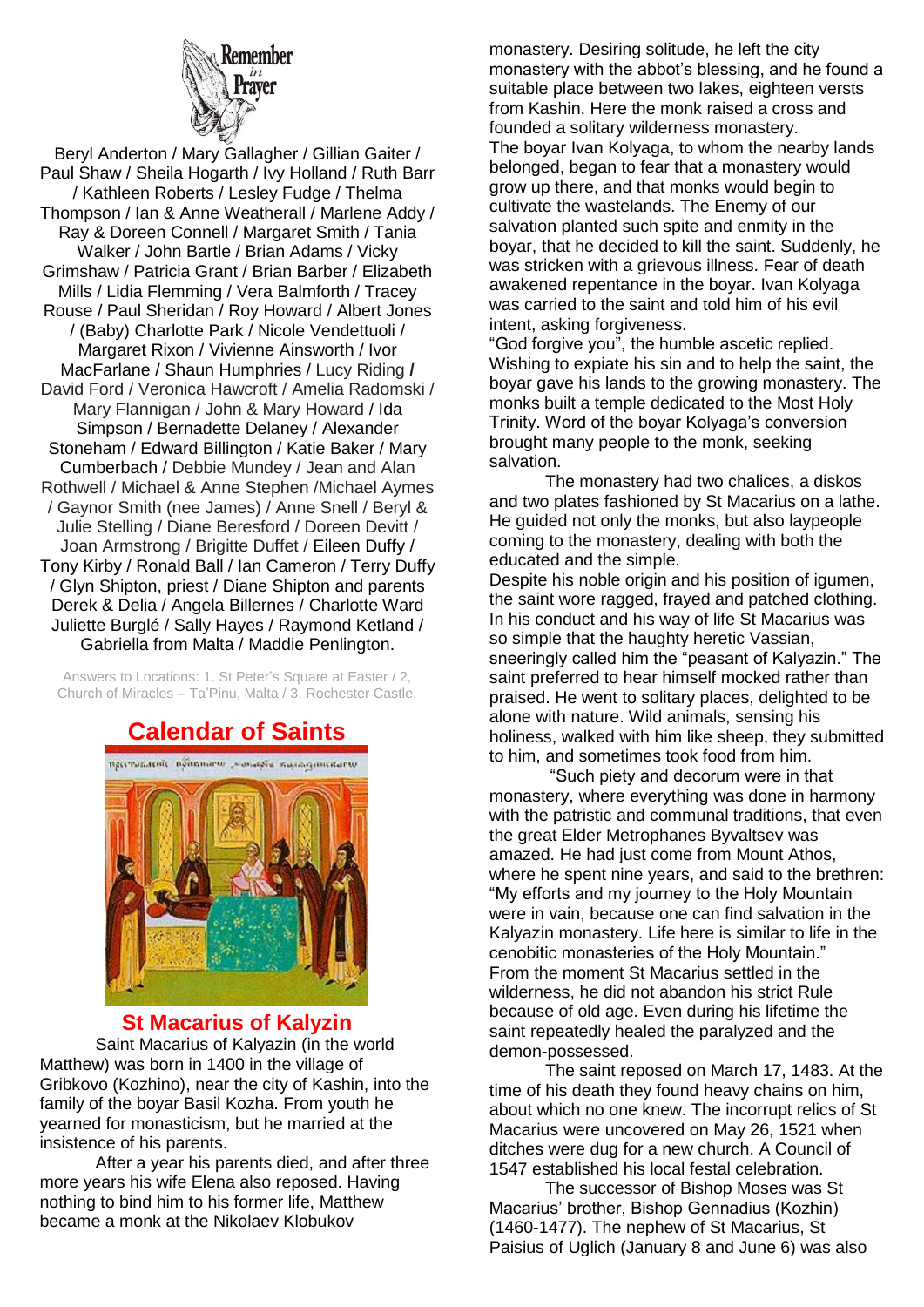Remember in Prayer

Beryl Anderton / Mary Gallagher / Gillian Gaiter / Paul Shaw / Sheila Hogarth / Ivy Holland / Ruth Barr / Kathleen Roberts / Lesley Fudge / Thelma Thompson / Ian & Anne Weatherall / Marlene Addy / Ray & Doreen Connell / Margaret Smith / Tania Walker / John Bartle / Brian Adams / Vicky Grimshaw / Patricia Grant / Brian Barber / Elizabeth Mills / Lidia Flemming / Vera Balmforth / Tracey Rouse / Paul Sheridan / Roy Howard / Albert Jones / (Baby) Charlotte Park / Nicole Vendettuoli / Margaret Rixon / Vivienne Ainsworth / Ivor MacFarlane / Shaun Humphries / Lucy Riding **/** David Ford / Veronica Hawcroft / Amelia Radomski / Mary Flannigan / John & Mary Howard / Ida Simpson / Bernadette Delaney / Alexander Stoneham / Edward Billington / Katie Baker / Mary Cumberbach / Debbie Mundey / Jean and Alan Rothwell / Michael & Anne Stephen /Michael Aymes / Gaynor Smith (nee James) / Anne Snell / Beryl & Julie Stelling / Diane Beresford / Doreen Devitt / Joan Armstrong / Brigitte Duffet / Eileen Duffy / Tony Kirby / Ronald Ball / Ian Cameron / Terry Duffy / Glyn Shipton, priest / Diane Shipton and parents Derek & Delia / Angela Billernes / Charlotte Ward Juliette Burglé / Sally Hayes / Raymond Ketland / Gabriella from Malta / Maddie Penlington.

Answers to Locations: 1. St Peter's Square at Easter / 2, Church of Miracles – Ta'Pinu, Malta / 3. Rochester Castle.

## Calendar of Saints

### St Macarius of Kalyzin

Saint Macarius of Kalyazin (in the world Matthew) was born in 1400 in the village of Gribkovo (Kozhino), near the city of Kashin, into the family of the boyar Basil Kozha. From youth he yearned for monasticism, but he married at the insistence of his parents.

After a year his parents died, and after three more years his wife Elena also reposed. Having nothing to bind him to his former life, Matthew became a monk at the Nikolaev Klobukov monastery. Desiring solitude, he left the city monastery with the abbot's blessing, and he found a suitable place between two lakes, eighteen versts from Kashin. Here the monk raised a cross and founded a solitary wilderness monastery.

The boyar Ivan Kolyaga, to whom the nearby lands belonged, began to fear that a monastery would grow up there, and that monks would begin to cultivate the wastelands. The Enemy of our salvation planted such spite and enmity in the boyar, that he decided to kill the saint. Suddenly, he was stricken with a grievous illness. Fear of death awakened repentance in the boyar. Ivan Kolyaga was carried to the saint and told him of his evil intent, asking forgiveness.

"God forgive you", the humble ascetic replied. Wishing to expiate his sin and to help the saint, the boyar gave his lands to the growing monastery. The monks built a temple dedicated to the Most Holy Trinity. Word of the boyar Kolyaga's conversion brought many people to the monk, seeking salvation.

The monastery had two chalices, a diskos and two plates fashioned by St Macarius on a lathe. He guided not only the monks, but also laypeople coming to the monastery, dealing with both the educated and the simple.

Despite his noble origin and his position of igumen, the saint wore ragged, frayed and patched clothing. In his conduct and his way of life St Macarius was so simple that the haughty heretic Vassian, sneeringly called him the "peasant of Kalyazin." The saint preferred to hear himself mocked rather than praised. He went to solitary places, delighted to be alone with nature. Wild animals, sensing his holiness, walked with him like sheep, they submitted to him, and sometimes took food from him.

"Such piety and decorum were in that monastery, where everything was done in harmony with the patristic and communal traditions, that even the great Elder Metrophanes Byvaltsev was amazed. He had just come from Mount Athos, where he spent nine years, and said to the brethren: "My efforts and my journey to the Holy Mountain were in vain, because one can find salvation in the Kalyazin monastery. Life here is similar to life in the cenobitic monasteries of the Holy Mountain."

From the moment St Macarius settled in the wilderness, he did not abandon his strict Rule because of old age. Even during his lifetime the saint repeatedly healed the paralyzed and the demon-possessed.

The saint reposed on March 17, 1483. At the time of his death they found heavy chains on him, about which no one knew. The incorrupt relics of St Macarius were uncovered on May 26, 1521 when ditches were dug for a new church. A Council of 1547 established his local festal celebration.

The successor of Bishop Moses was St Macarius' brother, Bishop Gennadius (Kozhin) (1460-1477). The nephew of St Macarius, St Paisius of Uglich (January 8 and June 6) was also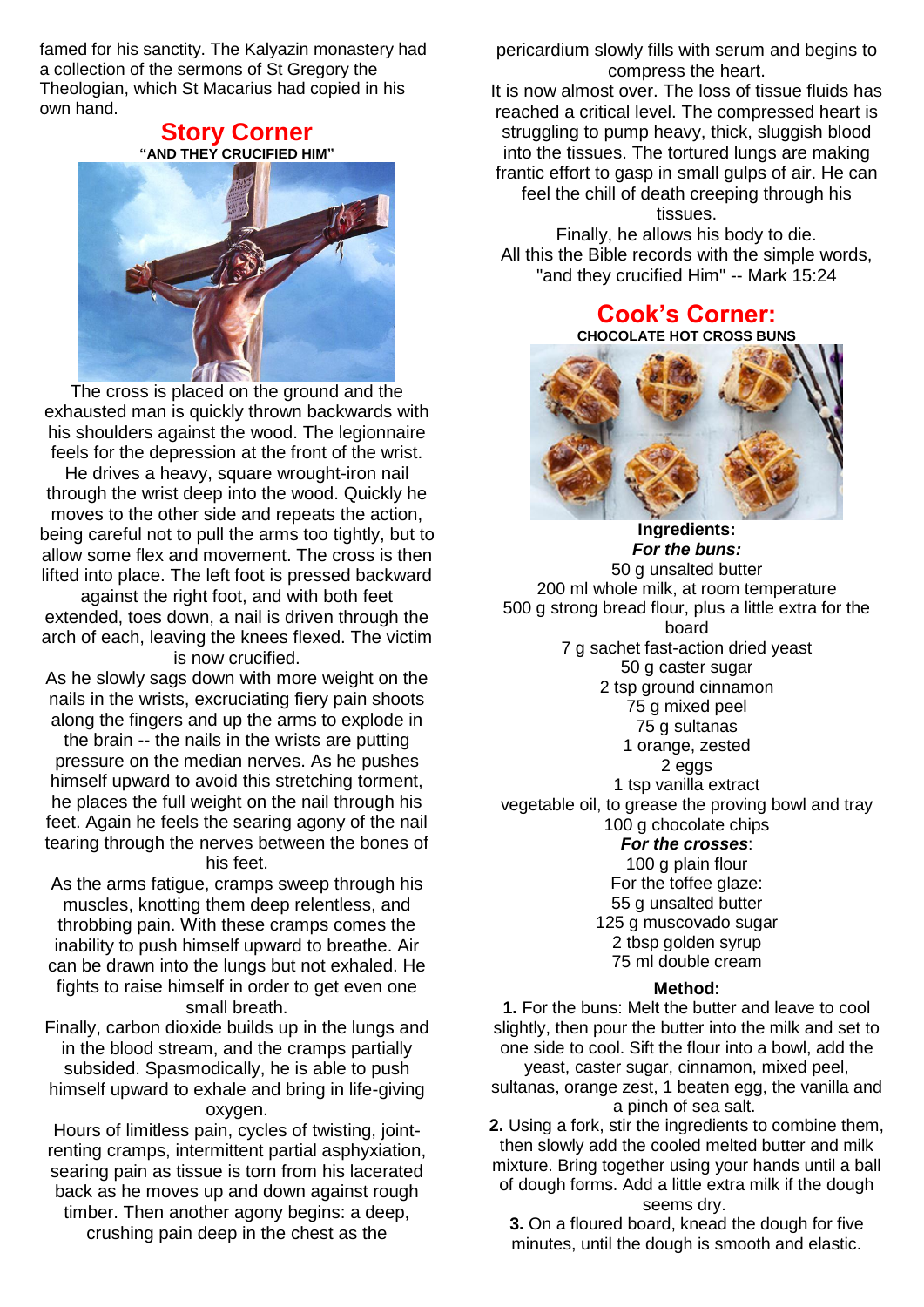famed for his sanctity. The Kalyazin monastery had a collection of the sermons of St Gregory the Theologian, which St Macarius had copied in his own hand.

## Story Corner

**"AND THEY CRUCIFIED HIM"**

The cross is placed on the ground and the exhausted man is quickly thrown backwards with his shoulders against the wood. The legionnaire feels for the depression at the front of the wrist. He drives a heavy, square wrought-iron nail through the wrist deep into the wood. Quickly he moves to the other side and repeats the action, being careful not to pull the arms too tightly, but to allow some flex and movement. The cross is then lifted into place. The left foot is pressed backward against the right foot, and with both feet extended, toes down, a nail is driven through the arch of each, leaving the knees flexed. The victim is now crucified.

As he slowly sags down with more weight on the nails in the wrists, excruciating fiery pain shoots along the fingers and up the arms to explode in the brain -- the nails in the wrists are putting pressure on the median nerves. As he pushes himself upward to avoid this stretching torment, he places the full weight on the nail through his feet. Again he feels the searing agony of the nail tearing through the nerves between the bones of his feet.

As the arms fatigue, cramps sweep through his muscles, knotting them deep relentless, and throbbing pain. With these cramps comes the inability to push himself upward to breathe. Air can be drawn into the lungs but not exhaled. He fights to raise himself in order to get even one small breath.

Finally, carbon dioxide builds up in the lungs and in the blood stream, and the cramps partially subsided. Spasmodically, he is able to push himself upward to exhale and bring in life-giving oxygen.

Hours of limitless pain, cycles of twisting, joint-renting cramps, intermittent partial asphyxiation, searing pain as tissue is torn from his lacerated back as he moves up and down against rough timber. Then another agony begins: a deep, crushing pain deep in the chest as the pericardium slowly fills with serum and begins to compress the heart.

It is now almost over. The loss of tissue fluids has reached a critical level. The compressed heart is struggling to pump heavy, thick, sluggish blood into the tissues. The tortured lungs are making frantic effort to gasp in small gulps of air. He can feel the chill of death creeping through his tissues.

Finally, he allows his body to die.

All this the Bible records with the simple words, "and they crucified Him" -- Mark 15:24

## Cook's Corner:

**CHOCOLATE HOT CROSS BUNS**

**Ingredients:**

***For the buns:***

50 g unsalted butter
200 ml whole milk, at room temperature
500 g strong bread flour, plus a little extra for the board
7 g sachet fast-action dried yeast
50 g caster sugar
2 tsp ground cinnamon
75 g mixed peel
75 g sultanas
1 orange, zested
2 eggs
1 tsp vanilla extract
vegetable oil, to grease the proving bowl and tray
100 g chocolate chips

***For the crosses***:

100 g plain flour

For the toffee glaze:

55 g unsalted butter
125 g muscovado sugar
2 tbsp golden syrup
75 ml double cream

**Method:**

**1.** For the buns: Melt the butter and leave to cool slightly, then pour the butter into the milk and set to one side to cool. Sift the flour into a bowl, add the yeast, caster sugar, cinnamon, mixed peel, sultanas, orange zest, 1 beaten egg, the vanilla and a pinch of sea salt.

**2.** Using a fork, stir the ingredients to combine them, then slowly add the cooled melted butter and milk mixture. Bring together using your hands until a ball of dough forms. Add a little extra milk if the dough seems dry.

**3.** On a floured board, knead the dough for five minutes, until the dough is smooth and elastic.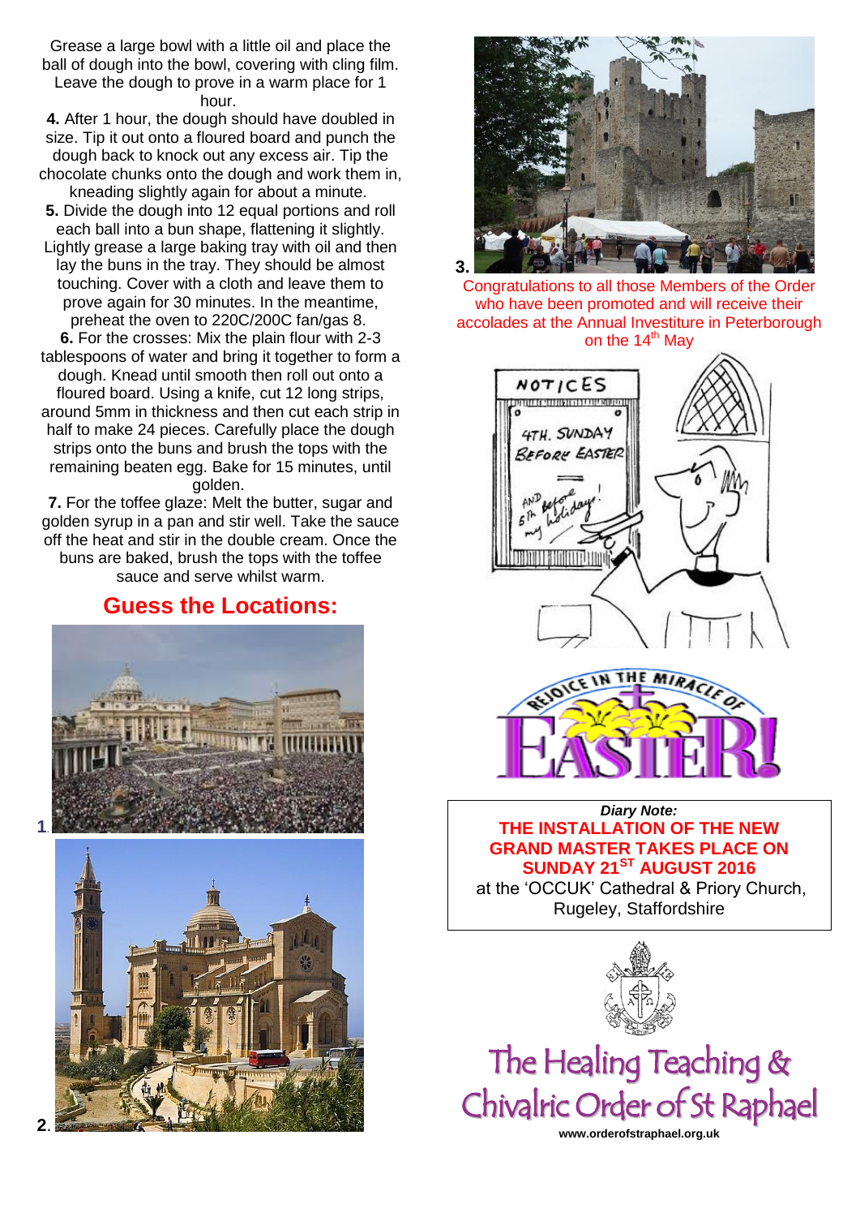Grease a large bowl with a little oil and place the ball of dough into the bowl, covering with cling film. Leave the dough to prove in a warm place for 1 hour.

**4.** After 1 hour, the dough should have doubled in size. Tip it out onto a floured board and punch the dough back to knock out any excess air. Tip the chocolate chunks onto the dough and work them in, kneading slightly again for about a minute.

**5.** Divide the dough into 12 equal portions and roll each ball into a bun shape, flattening it slightly. Lightly grease a large baking tray with oil and then lay the buns in the tray. They should be almost touching. Cover with a cloth and leave them to prove again for 30 minutes. In the meantime, preheat the oven to 220C/200C fan/gas 8.

**6.** For the crosses: Mix the plain flour with 2-3 tablespoons of water and bring it together to form a dough. Knead until smooth then roll out onto a floured board. Using a knife, cut 12 long strips, around 5mm in thickness and then cut each strip in half to make 24 pieces. Carefully place the dough strips onto the buns and brush the tops with the remaining beaten egg. Bake for 15 minutes, until golden.

**7.** For the toffee glaze: Melt the butter, sugar and golden syrup in a pan and stir well. Take the sauce off the heat and stir in the double cream. Once the buns are baked, brush the tops with the toffee sauce and serve whilst warm.

## Guess the Locations:

**1.**

**2.**

**3.**

Congratulations to all those Members of the Order who have been promoted and will receive their accolades at the Annual Investiture in Peterborough on the 14th May

*Diary Note:*

**THE INSTALLATION OF THE NEW GRAND MASTER TAKES PLACE ON SUNDAY 21ST AUGUST 2016**

at the 'OCCUK' Cathedral & Priory Church, Rugeley, Staffordshire

# The Healing Teaching & Chivalric Order of St Raphael

**www.orderofstraphael.org.uk**